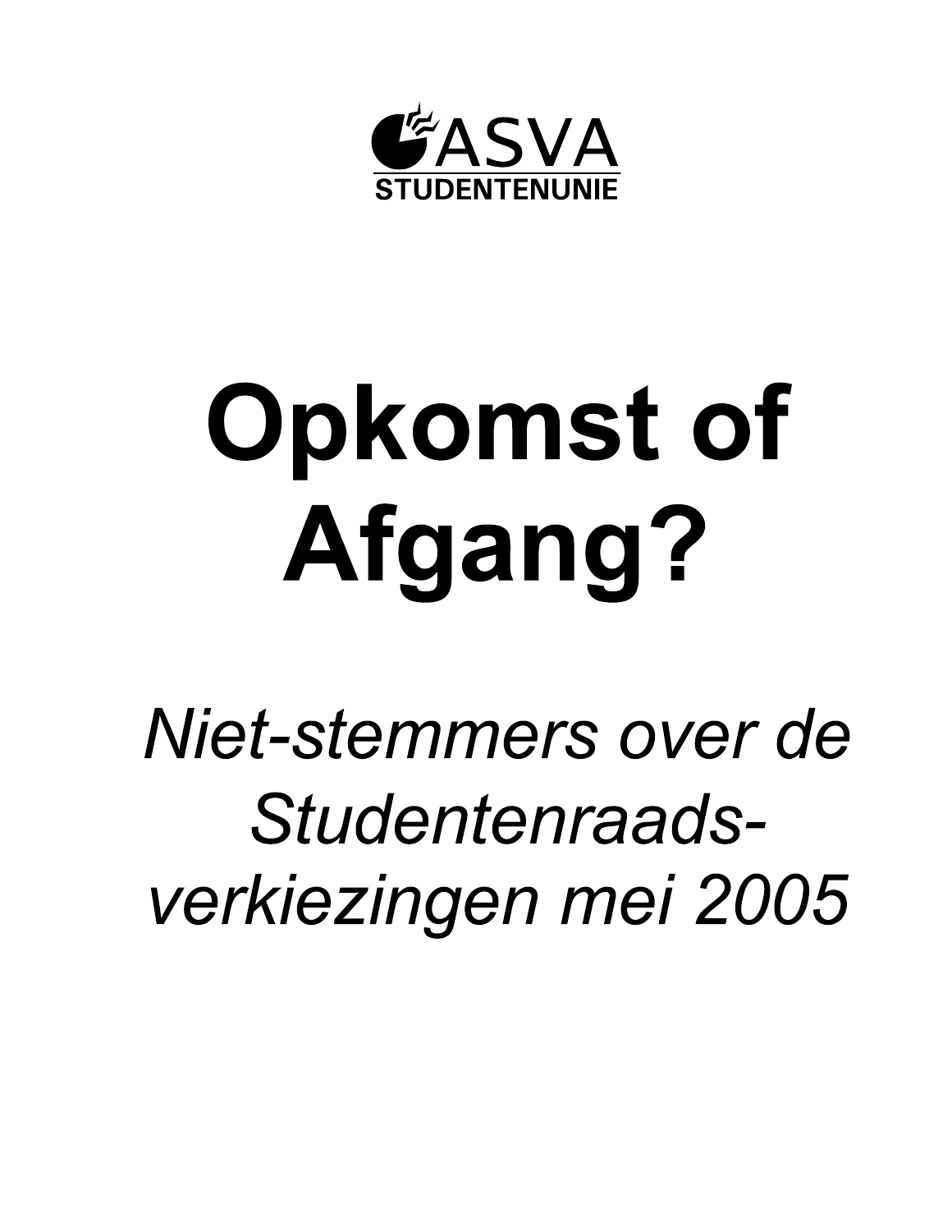ASVA
STUDENTENUNIE

# Opkomst of Afgang?

*Niet-stemmers over de Studentenraadsverkiezingen mei 2005*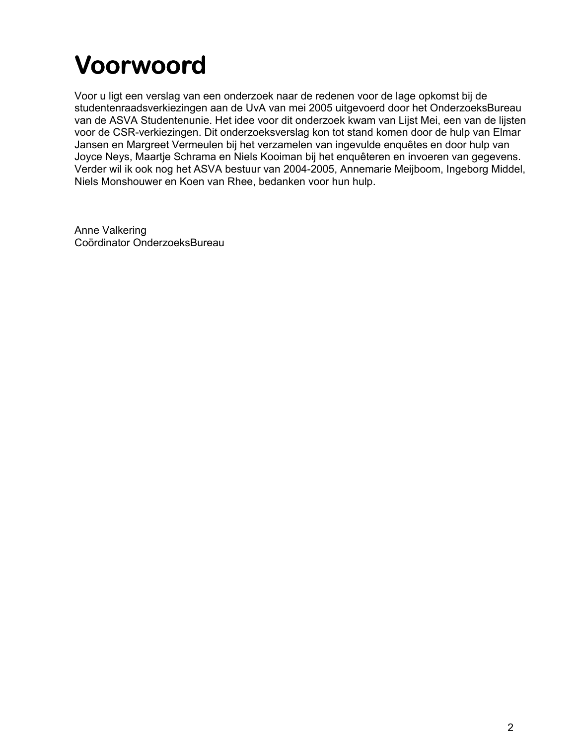# Voorwoord

Voor u ligt een verslag van een onderzoek naar de redenen voor de lage opkomst bij de studentenraadsverkiezingen aan de UvA van mei 2005 uitgevoerd door het OnderzoeksBureau van de ASVA Studentenunie. Het idee voor dit onderzoek kwam van Lijst Mei, een van de lijsten voor de CSR-verkiezingen. Dit onderzoeksverslag kon tot stand komen door de hulp van Elmar Jansen en Margreet Vermeulen bij het verzamelen van ingevulde enquêtes en door hulp van Joyce Neys, Maartje Schrama en Niels Kooiman bij het enquêteren en invoeren van gegevens. Verder wil ik ook nog het ASVA bestuur van 2004-2005, Annemarie Meijboom, Ingeborg Middel, Niels Monshouwer en Koen van Rhee, bedanken voor hun hulp.

Anne Valkering  
Coördinator OnderzoeksBureau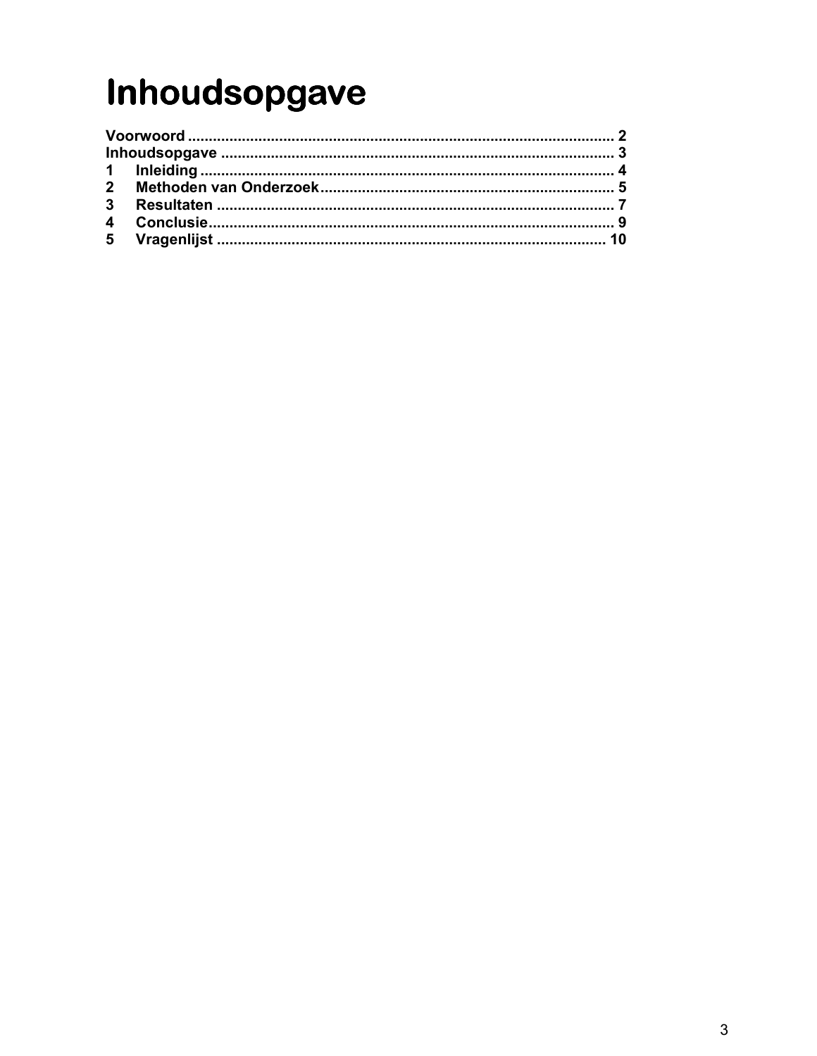# Inhoudsopgave

**Voorwoord** ...................................................................................................... 2
**Inhoudsopgave** .............................................................................................. 3
**1 Inleiding** .................................................................................................. 4
**2 Methoden van Onderzoek** ..................................................................... 5
**3 Resultaten** ............................................................................................... 7
**4 Conclusie** ................................................................................................. 9
**5 Vragenlijst** ............................................................................................. 10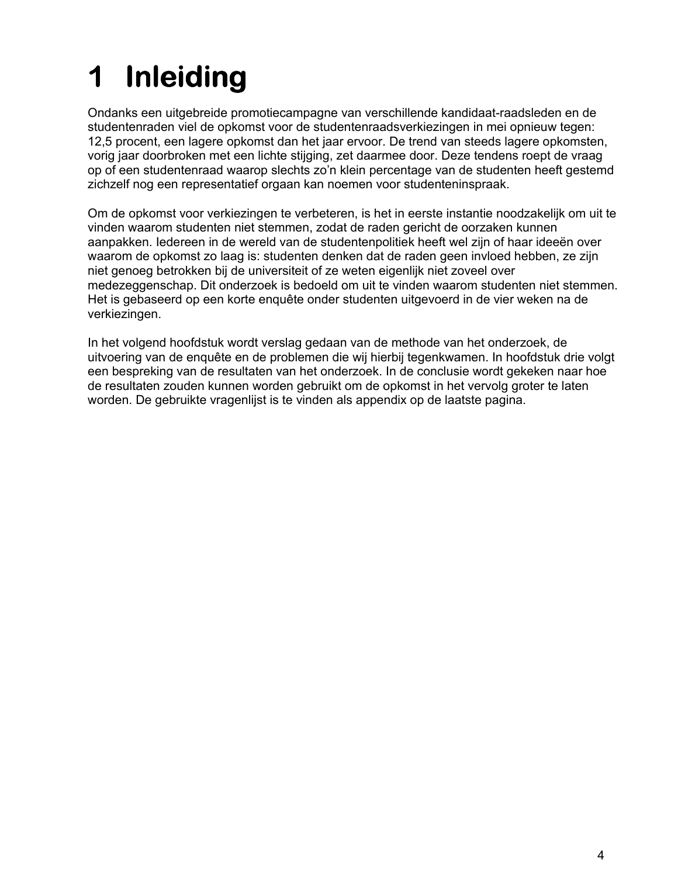# 1 Inleiding

Ondanks een uitgebreide promotiecampagne van verschillende kandidaat-raadsleden en de studentenraden viel de opkomst voor de studentenraadsverkiezingen in mei opnieuw tegen: 12,5 procent, een lagere opkomst dan het jaar ervoor. De trend van steeds lagere opkomsten, vorig jaar doorbroken met een lichte stijging, zet daarmee door. Deze tendens roept de vraag op of een studentenraad waarop slechts zo'n klein percentage van de studenten heeft gestemd zichzelf nog een representatief orgaan kan noemen voor studenteninspraak.

Om de opkomst voor verkiezingen te verbeteren, is het in eerste instantie noodzakelijk om uit te vinden waarom studenten niet stemmen, zodat de raden gericht de oorzaken kunnen aanpakken. Iedereen in de wereld van de studentenpolitiek heeft wel zijn of haar ideeën over waarom de opkomst zo laag is: studenten denken dat de raden geen invloed hebben, ze zijn niet genoeg betrokken bij de universiteit of ze weten eigenlijk niet zoveel over medezeggenschap. Dit onderzoek is bedoeld om uit te vinden waarom studenten niet stemmen. Het is gebaseerd op een korte enquête onder studenten uitgevoerd in de vier weken na de verkiezingen.

In het volgend hoofdstuk wordt verslag gedaan van de methode van het onderzoek, de uitvoering van de enquête en de problemen die wij hierbij tegenkwamen. In hoofdstuk drie volgt een bespreking van de resultaten van het onderzoek. In de conclusie wordt gekeken naar hoe de resultaten zouden kunnen worden gebruikt om de opkomst in het vervolg groter te laten worden. De gebruikte vragenlijst is te vinden als appendix op de laatste pagina.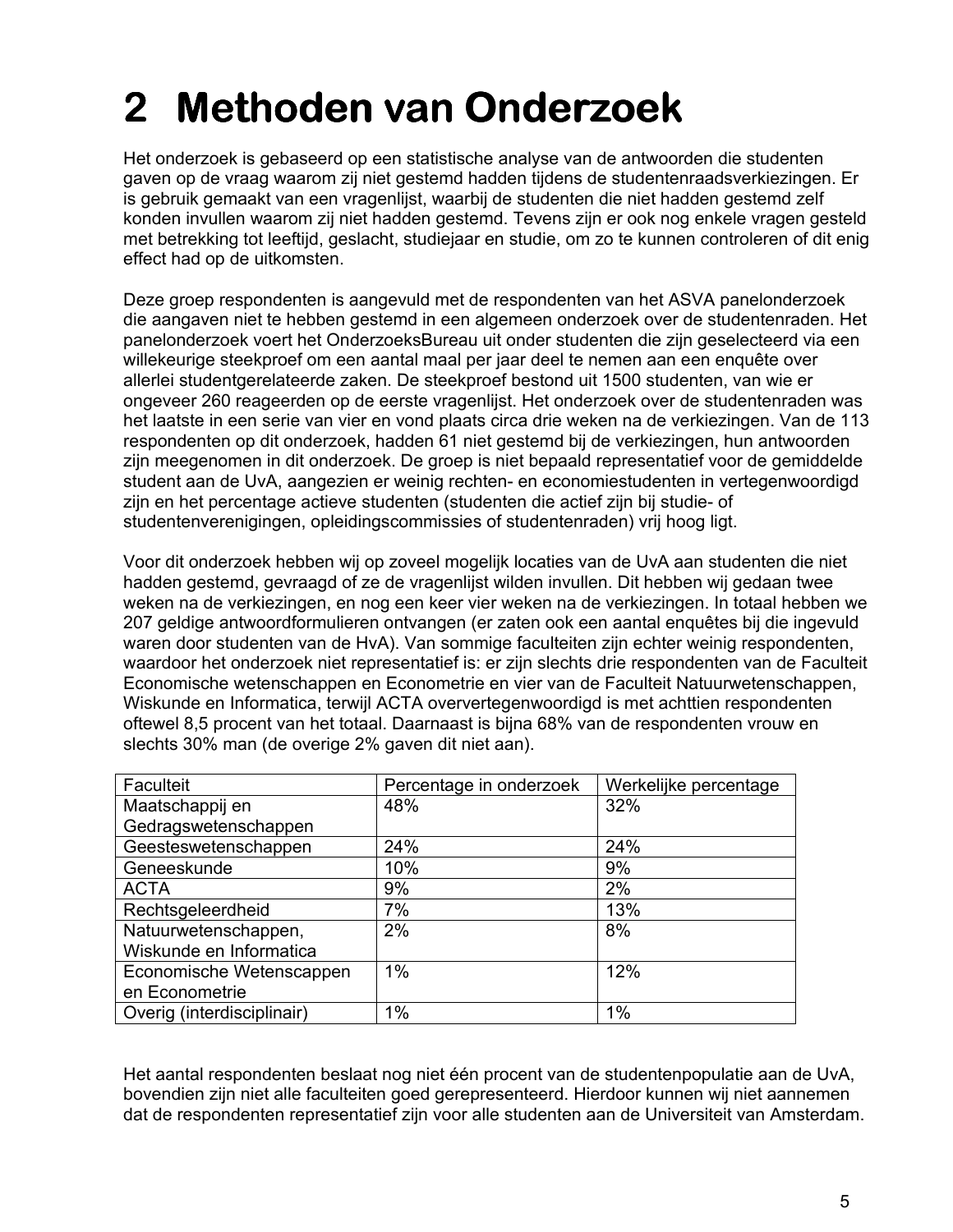# 2 Methoden van Onderzoek

Het onderzoek is gebaseerd op een statistische analyse van de antwoorden die studenten gaven op de vraag waarom zij niet gestemd hadden tijdens de studentenraadsverkiezingen. Er is gebruik gemaakt van een vragenlijst, waarbij de studenten die niet hadden gestemd zelf konden invullen waarom zij niet hadden gestemd. Tevens zijn er ook nog enkele vragen gesteld met betrekking tot leeftijd, geslacht, studiejaar en studie, om zo te kunnen controleren of dit enig effect had op de uitkomsten.

Deze groep respondenten is aangevuld met de respondenten van het ASVA panelonderzoek die aangaven niet te hebben gestemd in een algemeen onderzoek over de studentenraden. Het panelonderzoek voert het OnderzoeksBureau uit onder studenten die zijn geselecteerd via een willekeurige steekproef om een aantal maal per jaar deel te nemen aan een enquête over allerlei studentgerelateerde zaken. De steekproef bestond uit 1500 studenten, van wie er ongeveer 260 reageerden op de eerste vragenlijst. Het onderzoek over de studentenraden was het laatste in een serie van vier en vond plaats circa drie weken na de verkiezingen. Van de 113 respondenten op dit onderzoek, hadden 61 niet gestemd bij de verkiezingen, hun antwoorden zijn meegenomen in dit onderzoek. De groep is niet bepaald representatief voor de gemiddelde student aan de UvA, aangezien er weinig rechten- en economiestudenten in vertegenwoordigd zijn en het percentage actieve studenten (studenten die actief zijn bij studie- of studentenverenigingen, opleidingscommissies of studentenraden) vrij hoog ligt.

Voor dit onderzoek hebben wij op zoveel mogelijk locaties van de UvA aan studenten die niet hadden gestemd, gevraagd of ze de vragenlijst wilden invullen. Dit hebben wij gedaan twee weken na de verkiezingen, en nog een keer vier weken na de verkiezingen. In totaal hebben we 207 geldige antwoordformulieren ontvangen (er zaten ook een aantal enquêtes bij die ingevuld waren door studenten van de HvA). Van sommige faculteiten zijn echter weinig respondenten, waardoor het onderzoek niet representatief is: er zijn slechts drie respondenten van de Faculteit Economische wetenschappen en Econometrie en vier van de Faculteit Natuurwetenschappen, Wiskunde en Informatica, terwijl ACTA oververtegenwoordigd is met achttien respondenten oftewel 8,5 procent van het totaal. Daarnaast is bijna 68% van de respondenten vrouw en slechts 30% man (de overige 2% gaven dit niet aan).

| Faculteit | Percentage in onderzoek | Werkelijke percentage |
|---|---|---|
| Maatschappij en Gedragswetenschappen | 48% | 32% |
| Geesteswetenschappen | 24% | 24% |
| Geneeskunde | 10% | 9% |
| ACTA | 9% | 2% |
| Rechtsgeleerdheid | 7% | 13% |
| Natuurwetenschappen, Wiskunde en Informatica | 2% | 8% |
| Economische Wetenscappen en Econometrie | 1% | 12% |
| Overig (interdisciplinair) | 1% | 1% |

Het aantal respondenten beslaat nog niet één procent van de studentenpopulatie aan de UvA, bovendien zijn niet alle faculteiten goed gerepresenteerd. Hierdoor kunnen wij niet aannemen dat de respondenten representatief zijn voor alle studenten aan de Universiteit van Amsterdam.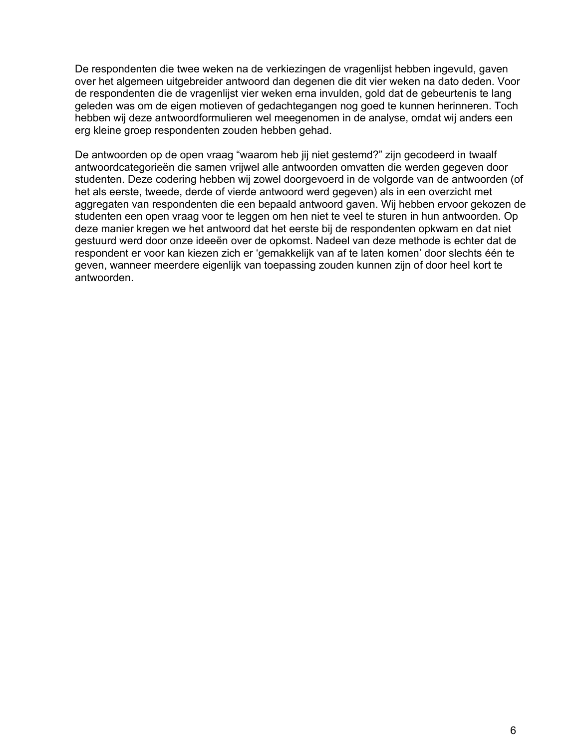De respondenten die twee weken na de verkiezingen de vragenlijst hebben ingevuld, gaven over het algemeen uitgebreider antwoord dan degenen die dit vier weken na dato deden. Voor de respondenten die de vragenlijst vier weken erna invulden, gold dat de gebeurtenis te lang geleden was om de eigen motieven of gedachtegangen nog goed te kunnen herinneren. Toch hebben wij deze antwoordformulieren wel meegenomen in de analyse, omdat wij anders een erg kleine groep respondenten zouden hebben gehad.

De antwoorden op de open vraag "waarom heb jij niet gestemd?" zijn gecodeerd in twaalf antwoordcategorieën die samen vrijwel alle antwoorden omvatten die werden gegeven door studenten. Deze codering hebben wij zowel doorgevoerd in de volgorde van de antwoorden (of het als eerste, tweede, derde of vierde antwoord werd gegeven) als in een overzicht met aggregaten van respondenten die een bepaald antwoord gaven. Wij hebben ervoor gekozen de studenten een open vraag voor te leggen om hen niet te veel te sturen in hun antwoorden. Op deze manier kregen we het antwoord dat het eerste bij de respondenten opkwam en dat niet gestuurd werd door onze ideeën over de opkomst. Nadeel van deze methode is echter dat de respondent er voor kan kiezen zich er 'gemakkelijk van af te laten komen' door slechts één te geven, wanneer meerdere eigenlijk van toepassing zouden kunnen zijn of door heel kort te antwoorden.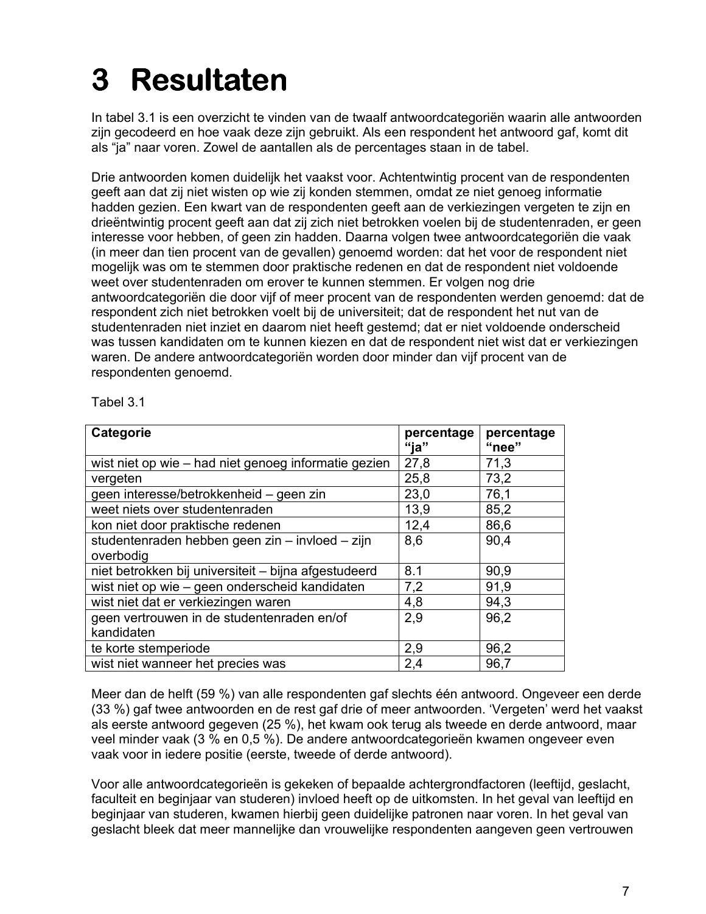# 3 Resultaten

In tabel 3.1 is een overzicht te vinden van de twaalf antwoordcategoriën waarin alle antwoorden zijn gecodeerd en hoe vaak deze zijn gebruikt. Als een respondent het antwoord gaf, komt dit als "ja" naar voren. Zowel de aantallen als de percentages staan in de tabel.

Drie antwoorden komen duidelijk het vaakst voor. Achtentwintig procent van de respondenten geeft aan dat zij niet wisten op wie zij konden stemmen, omdat ze niet genoeg informatie hadden gezien. Een kwart van de respondenten geeft aan de verkiezingen vergeten te zijn en drieëntwintig procent geeft aan dat zij zich niet betrokken voelen bij de studentenraden, er geen interesse voor hebben, of geen zin hadden. Daarna volgen twee antwoordcategoriën die vaak (in meer dan tien procent van de gevallen) genoemd worden: dat het voor de respondent niet mogelijk was om te stemmen door praktische redenen en dat de respondent niet voldoende weet over studentenraden om erover te kunnen stemmen. Er volgen nog drie antwoordcategoriën die door vijf of meer procent van de respondenten werden genoemd: dat de respondent zich niet betrokken voelt bij de universiteit; dat de respondent het nut van de studentenraden niet inziet en daarom niet heeft gestemd; dat er niet voldoende onderscheid was tussen kandidaten om te kunnen kiezen en dat de respondent niet wist dat er verkiezingen waren. De andere antwoordcategoriën worden door minder dan vijf procent van de respondenten genoemd.

Tabel 3.1

| Categorie | percentage "ja" | percentage "nee" |
|---|---|---|
| wist niet op wie – had niet genoeg informatie gezien | 27,8 | 71,3 |
| vergeten | 25,8 | 73,2 |
| geen interesse/betrokkenheid – geen zin | 23,0 | 76,1 |
| weet niets over studentenraden | 13,9 | 85,2 |
| kon niet door praktische redenen | 12,4 | 86,6 |
| studentenraden hebben geen zin – invloed – zijn overbodig | 8,6 | 90,4 |
| niet betrokken bij universiteit – bijna afgestudeerd | 8.1 | 90,9 |
| wist niet op wie – geen onderscheid kandidaten | 7,2 | 91,9 |
| wist niet dat er verkiezingen waren | 4,8 | 94,3 |
| geen vertrouwen in de studentenraden en/of kandidaten | 2,9 | 96,2 |
| te korte stemperiode | 2,9 | 96,2 |
| wist niet wanneer het precies was | 2,4 | 96,7 |

Meer dan de helft (59 %) van alle respondenten gaf slechts één antwoord. Ongeveer een derde (33 %) gaf twee antwoorden en de rest gaf drie of meer antwoorden. 'Vergeten' werd het vaakst als eerste antwoord gegeven (25 %), het kwam ook terug als tweede en derde antwoord, maar veel minder vaak (3 % en 0,5 %). De andere antwoordcategorieën kwamen ongeveer even vaak voor in iedere positie (eerste, tweede of derde antwoord).

Voor alle antwoordcategorieën is gekeken of bepaalde achtergrondfactoren (leeftijd, geslacht, faculteit en beginjaar van studeren) invloed heeft op de uitkomsten. In het geval van leeftijd en beginjaar van studeren, kwamen hierbij geen duidelijke patronen naar voren. In het geval van geslacht bleek dat meer mannelijke dan vrouwelijke respondenten aangeven geen vertrouwen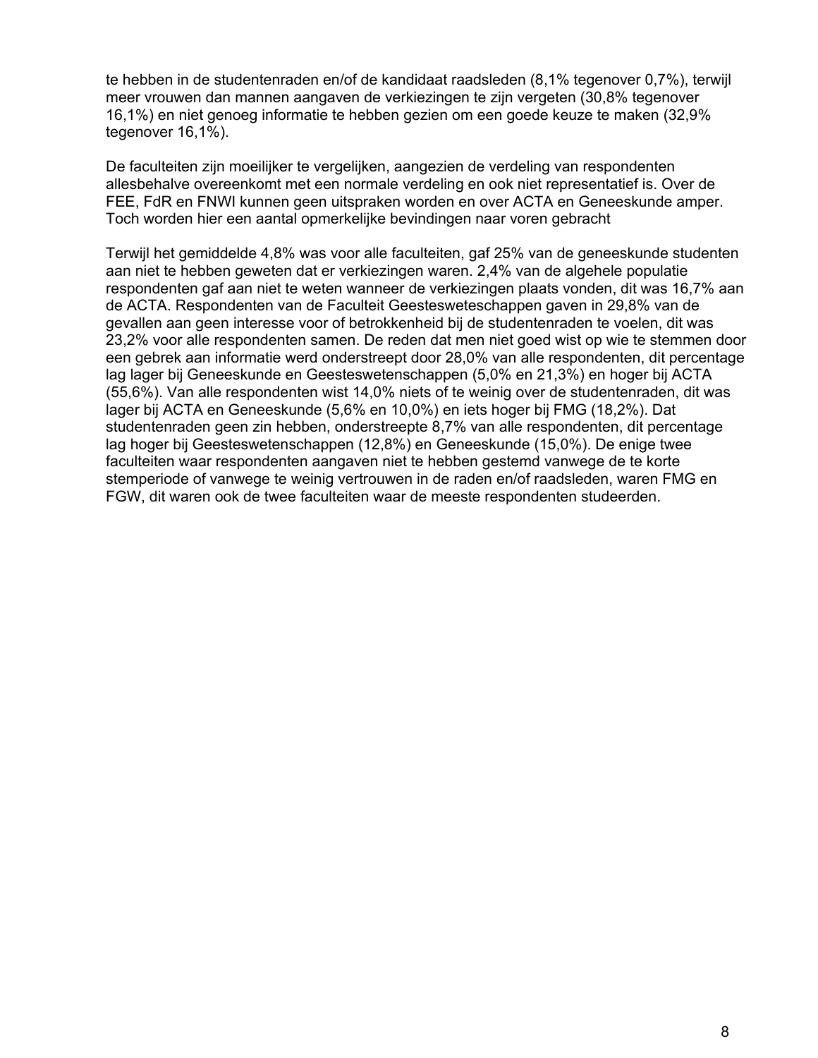te hebben in de studentenraden en/of de kandidaat raadsleden (8,1% tegenover 0,7%), terwijl meer vrouwen dan mannen aangaven de verkiezingen te zijn vergeten (30,8% tegenover 16,1%) en niet genoeg informatie te hebben gezien om een goede keuze te maken (32,9% tegenover 16,1%).

De faculteiten zijn moeilijker te vergelijken, aangezien de verdeling van respondenten allesbehalve overeenkomt met een normale verdeling en ook niet representatief is. Over de FEE, FdR en FNWI kunnen geen uitspraken worden en over ACTA en Geneeskunde amper. Toch worden hier een aantal opmerkelijke bevindingen naar voren gebracht

Terwijl het gemiddelde 4,8% was voor alle faculteiten, gaf 25% van de geneeskunde studenten aan niet te hebben geweten dat er verkiezingen waren. 2,4% van de algehele populatie respondenten gaf aan niet te weten wanneer de verkiezingen plaats vonden, dit was 16,7% aan de ACTA. Respondenten van de Faculteit Geesteswetenschappen gaven in 29,8% van de gevallen aan geen interesse voor of betrokkenheid bij de studentenraden te voelen, dit was 23,2% voor alle respondenten samen. De reden dat men niet goed wist op wie te stemmen door een gebrek aan informatie werd onderstreept door 28,0% van alle respondenten, dit percentage lag lager bij Geneeskunde en Geesteswetenschappen (5,0% en 21,3%) en hoger bij ACTA (55,6%). Van alle respondenten wist 14,0% niets of te weinig over de studentenraden, dit was lager bij ACTA en Geneeskunde (5,6% en 10,0%) en iets hoger bij FMG (18,2%). Dat studentenraden geen zin hebben, onderstreepte 8,7% van alle respondenten, dit percentage lag hoger bij Geesteswetenschappen (12,8%) en Geneeskunde (15,0%). De enige twee faculteiten waar respondenten aangaven niet te hebben gestemd vanwege de te korte stemperiode of vanwege te weinig vertrouwen in de raden en/of raadsleden, waren FMG en FGW, dit waren ook de twee faculteiten waar de meeste respondenten studeerden.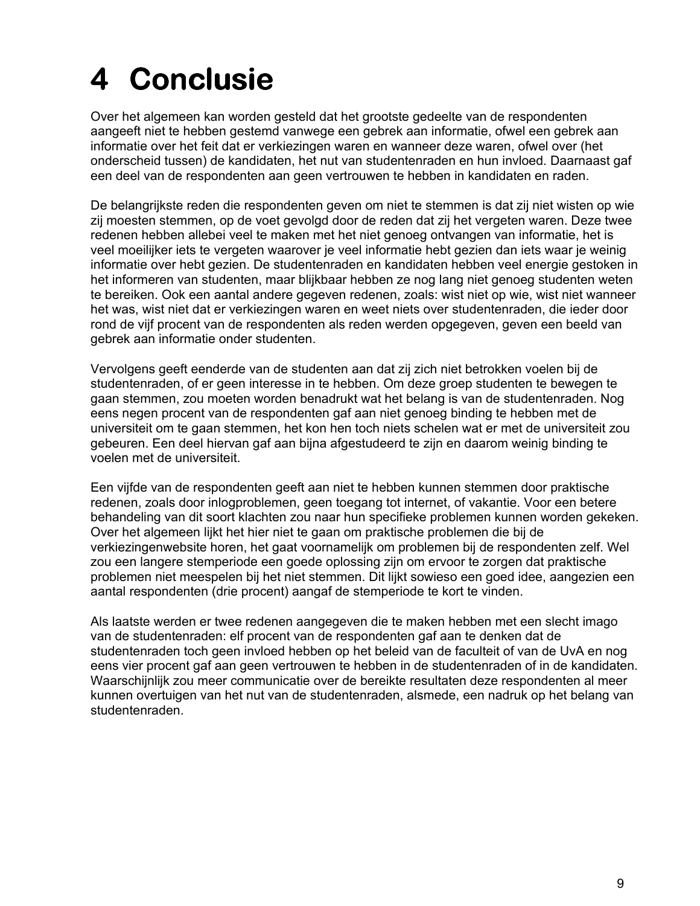# 4 Conclusie

Over het algemeen kan worden gesteld dat het grootste gedeelte van de respondenten aangeeft niet te hebben gestemd vanwege een gebrek aan informatie, ofwel een gebrek aan informatie over het feit dat er verkiezingen waren en wanneer deze waren, ofwel over (het onderscheid tussen) de kandidaten, het nut van studentenraden en hun invloed. Daarnaast gaf een deel van de respondenten aan geen vertrouwen te hebben in kandidaten en raden.

De belangrijkste reden die respondenten geven om niet te stemmen is dat zij niet wisten op wie zij moesten stemmen, op de voet gevolgd door de reden dat zij het vergeten waren. Deze twee redenen hebben allebei veel te maken met het niet genoeg ontvangen van informatie, het is veel moeilijker iets te vergeten waarover je veel informatie hebt gezien dan iets waar je weinig informatie over hebt gezien. De studentenraden en kandidaten hebben veel energie gestoken in het informeren van studenten, maar blijkbaar hebben ze nog lang niet genoeg studenten weten te bereiken. Ook een aantal andere gegeven redenen, zoals: wist niet op wie, wist niet wanneer het was, wist niet dat er verkiezingen waren en weet niets over studentenraden, die ieder door rond de vijf procent van de respondenten als reden werden opgegeven, geven een beeld van gebrek aan informatie onder studenten.

Vervolgens geeft eenderde van de studenten aan dat zij zich niet betrokken voelen bij de studentenraden, of er geen interesse in te hebben. Om deze groep studenten te bewegen te gaan stemmen, zou moeten worden benadrukt wat het belang is van de studentenraden. Nog eens negen procent van de respondenten gaf aan niet genoeg binding te hebben met de universiteit om te gaan stemmen, het kon hen toch niets schelen wat er met de universiteit zou gebeuren. Een deel hiervan gaf aan bijna afgestudeerd te zijn en daarom weinig binding te voelen met de universiteit.

Een vijfde van de respondenten geeft aan niet te hebben kunnen stemmen door praktische redenen, zoals door inlogproblemen, geen toegang tot internet, of vakantie. Voor een betere behandeling van dit soort klachten zou naar hun specifieke problemen kunnen worden gekeken. Over het algemeen lijkt het hier niet te gaan om praktische problemen die bij de verkiezingenwebsite horen, het gaat voornamelijk om problemen bij de respondenten zelf. Wel zou een langere stemperiode een goede oplossing zijn om ervoor te zorgen dat praktische problemen niet meespelen bij het niet stemmen. Dit lijkt sowieso een goed idee, aangezien een aantal respondenten (drie procent) aangaf de stemperiode te kort te vinden.

Als laatste werden er twee redenen aangegeven die te maken hebben met een slecht imago van de studentenraden: elf procent van de respondenten gaf aan te denken dat de studentenraden toch geen invloed hebben op het beleid van de faculteit of van de UvA en nog eens vier procent gaf aan geen vertrouwen te hebben in de studentenraden of in de kandidaten. Waarschijnlijk zou meer communicatie over de bereikte resultaten deze respondenten al meer kunnen overtuigen van het nut van de studentenraden, alsmede, een nadruk op het belang van studentenraden.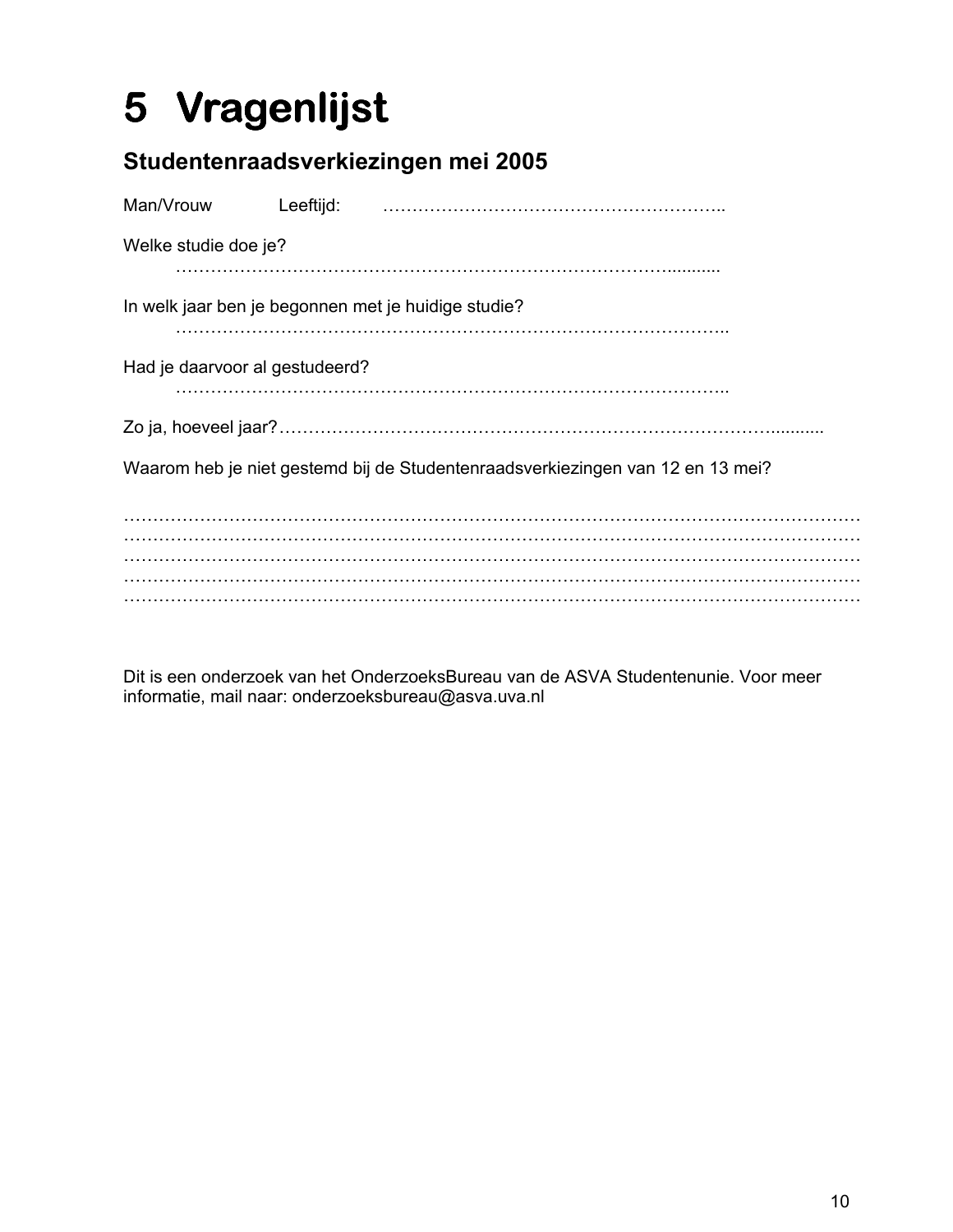# 5 Vragenlijst

## Studentenraadsverkiezingen mei 2005

Man/Vrouw Leeftijd: …………………………………………………..

Welke studie doe je?

……………………………………………………………………………..........

In welk jaar ben je begonnen met je huidige studie?

………………………………………………………………………………..

Had je daarvoor al gestudeerd?

………………………………………………………………………………..

Zo ja, hoeveel jaar?………………………………………………………………………….........

Waarom heb je niet gestemd bij de Studentenraadsverkiezingen van 12 en 13 mei?

…………………………………………………………………………………………………………
…………………………………………………………………………………………………………
…………………………………………………………………………………………………………
…………………………………………………………………………………………………………
…………………………………………………………………………………………………………

Dit is een onderzoek van het OnderzoeksBureau van de ASVA Studentenunie. Voor meer informatie, mail naar: onderzoeksbureau@asva.uva.nl